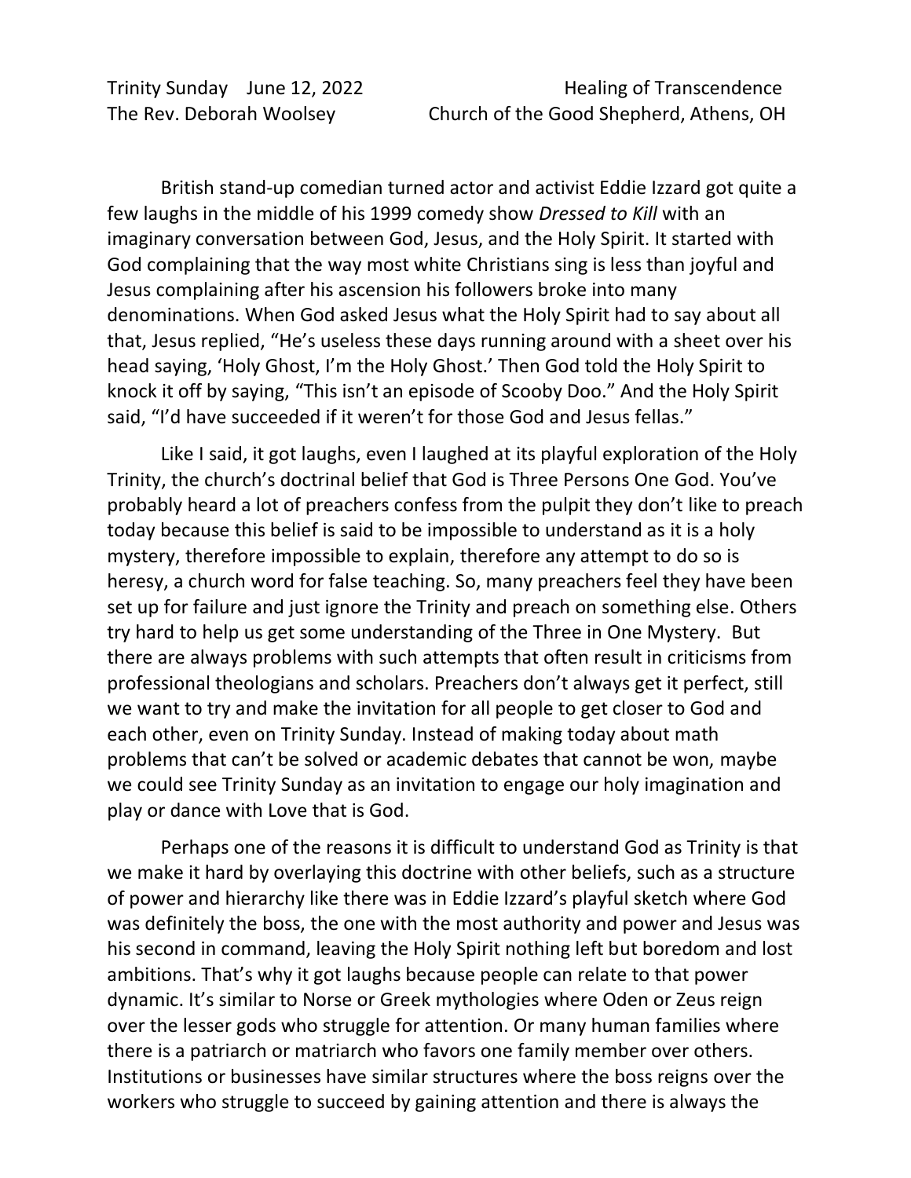Trinity Sunday June 12, 2022 Healing of Transcendence
The Rev. Deborah Woolsey Church of the Good Shepherd, Athens, OH

British stand-up comedian turned actor and activist Eddie Izzard got quite a few laughs in the middle of his 1999 comedy show *Dressed to Kill* with an imaginary conversation between God, Jesus, and the Holy Spirit. It started with God complaining that the way most white Christians sing is less than joyful and Jesus complaining after his ascension his followers broke into many denominations. When God asked Jesus what the Holy Spirit had to say about all that, Jesus replied, "He's useless these days running around with a sheet over his head saying, 'Holy Ghost, I'm the Holy Ghost.' Then God told the Holy Spirit to knock it off by saying, "This isn't an episode of Scooby Doo." And the Holy Spirit said, "I'd have succeeded if it weren't for those God and Jesus fellas."

Like I said, it got laughs, even I laughed at its playful exploration of the Holy Trinity, the church's doctrinal belief that God is Three Persons One God. You've probably heard a lot of preachers confess from the pulpit they don't like to preach today because this belief is said to be impossible to understand as it is a holy mystery, therefore impossible to explain, therefore any attempt to do so is heresy, a church word for false teaching. So, many preachers feel they have been set up for failure and just ignore the Trinity and preach on something else. Others try hard to help us get some understanding of the Three in One Mystery. But there are always problems with such attempts that often result in criticisms from professional theologians and scholars. Preachers don't always get it perfect, still we want to try and make the invitation for all people to get closer to God and each other, even on Trinity Sunday. Instead of making today about math problems that can't be solved or academic debates that cannot be won, maybe we could see Trinity Sunday as an invitation to engage our holy imagination and play or dance with Love that is God.

Perhaps one of the reasons it is difficult to understand God as Trinity is that we make it hard by overlaying this doctrine with other beliefs, such as a structure of power and hierarchy like there was in Eddie Izzard's playful sketch where God was definitely the boss, the one with the most authority and power and Jesus was his second in command, leaving the Holy Spirit nothing left but boredom and lost ambitions. That's why it got laughs because people can relate to that power dynamic. It's similar to Norse or Greek mythologies where Oden or Zeus reign over the lesser gods who struggle for attention. Or many human families where there is a patriarch or matriarch who favors one family member over others. Institutions or businesses have similar structures where the boss reigns over the workers who struggle to succeed by gaining attention and there is always the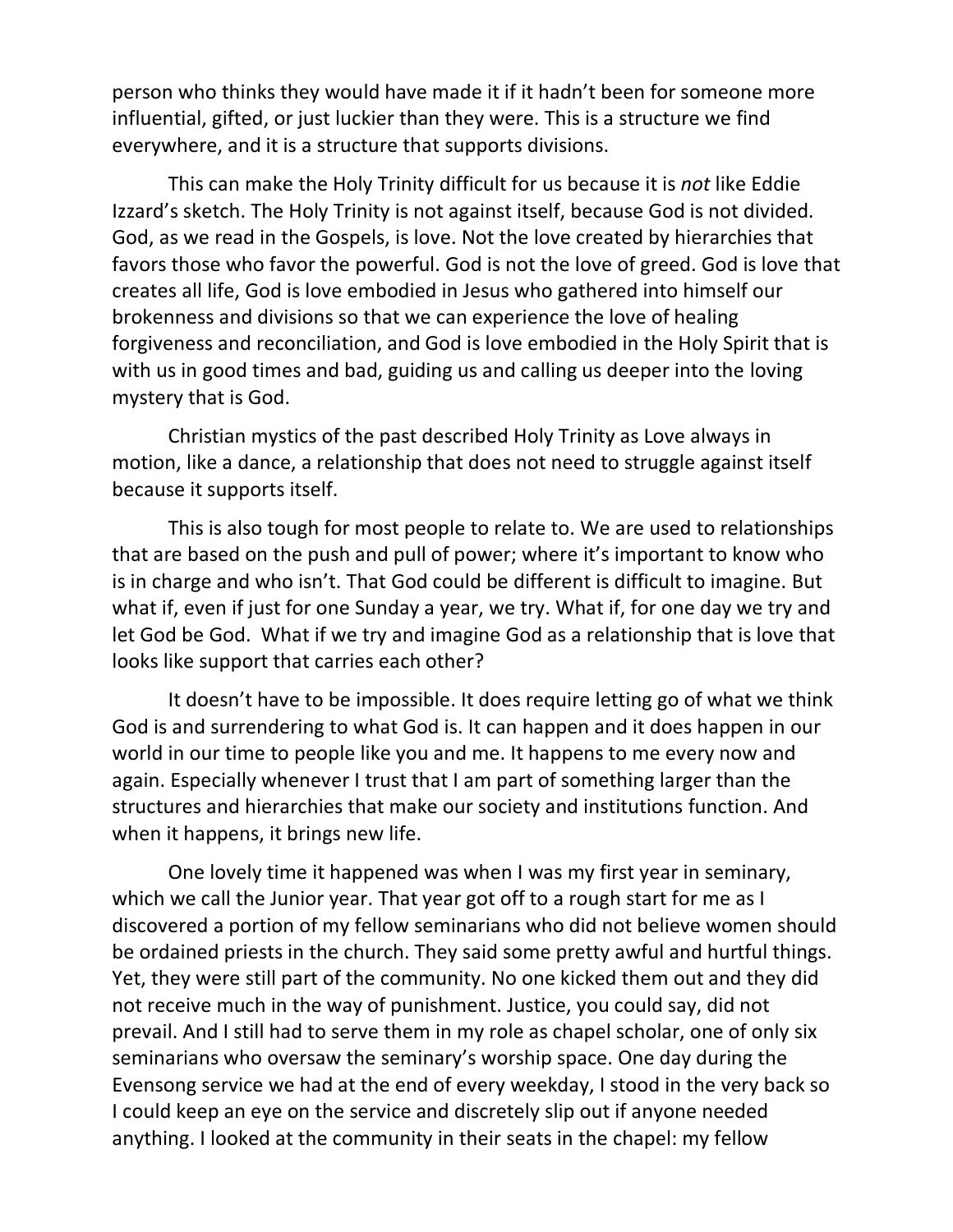person who thinks they would have made it if it hadn't been for someone more influential, gifted, or just luckier than they were. This is a structure we find everywhere, and it is a structure that supports divisions.

This can make the Holy Trinity difficult for us because it is *not* like Eddie Izzard's sketch. The Holy Trinity is not against itself, because God is not divided. God, as we read in the Gospels, is love. Not the love created by hierarchies that favors those who favor the powerful. God is not the love of greed. God is love that creates all life, God is love embodied in Jesus who gathered into himself our brokenness and divisions so that we can experience the love of healing forgiveness and reconciliation, and God is love embodied in the Holy Spirit that is with us in good times and bad, guiding us and calling us deeper into the loving mystery that is God.

Christian mystics of the past described Holy Trinity as Love always in motion, like a dance, a relationship that does not need to struggle against itself because it supports itself.

This is also tough for most people to relate to. We are used to relationships that are based on the push and pull of power; where it's important to know who is in charge and who isn't. That God could be different is difficult to imagine. But what if, even if just for one Sunday a year, we try. What if, for one day we try and let God be God. What if we try and imagine God as a relationship that is love that looks like support that carries each other?

It doesn't have to be impossible. It does require letting go of what we think God is and surrendering to what God is. It can happen and it does happen in our world in our time to people like you and me. It happens to me every now and again. Especially whenever I trust that I am part of something larger than the structures and hierarchies that make our society and institutions function. And when it happens, it brings new life.

One lovely time it happened was when I was my first year in seminary, which we call the Junior year. That year got off to a rough start for me as I discovered a portion of my fellow seminarians who did not believe women should be ordained priests in the church. They said some pretty awful and hurtful things. Yet, they were still part of the community. No one kicked them out and they did not receive much in the way of punishment. Justice, you could say, did not prevail. And I still had to serve them in my role as chapel scholar, one of only six seminarians who oversaw the seminary's worship space. One day during the Evensong service we had at the end of every weekday, I stood in the very back so I could keep an eye on the service and discretely slip out if anyone needed anything. I looked at the community in their seats in the chapel: my fellow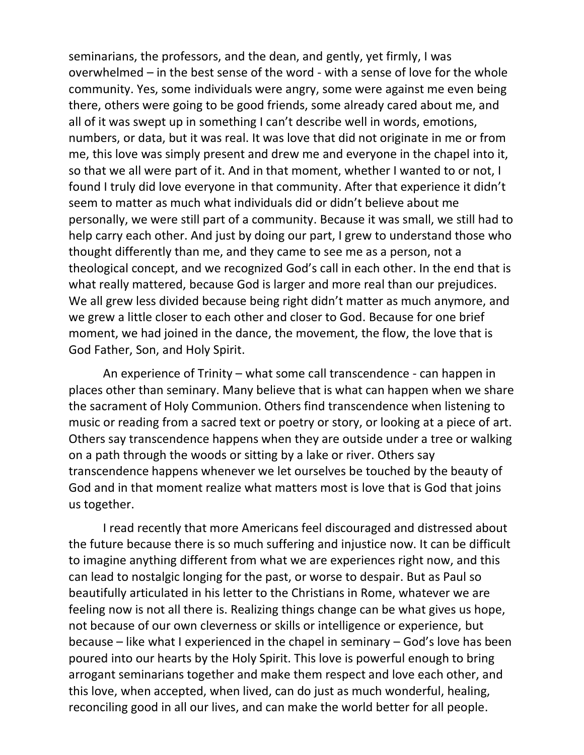seminarians, the professors, and the dean, and gently, yet firmly, I was overwhelmed – in the best sense of the word - with a sense of love for the whole community. Yes, some individuals were angry, some were against me even being there, others were going to be good friends, some already cared about me, and all of it was swept up in something I can't describe well in words, emotions, numbers, or data, but it was real. It was love that did not originate in me or from me, this love was simply present and drew me and everyone in the chapel into it, so that we all were part of it. And in that moment, whether I wanted to or not, I found I truly did love everyone in that community. After that experience it didn't seem to matter as much what individuals did or didn't believe about me personally, we were still part of a community. Because it was small, we still had to help carry each other. And just by doing our part, I grew to understand those who thought differently than me, and they came to see me as a person, not a theological concept, and we recognized God's call in each other. In the end that is what really mattered, because God is larger and more real than our prejudices. We all grew less divided because being right didn't matter as much anymore, and we grew a little closer to each other and closer to God. Because for one brief moment, we had joined in the dance, the movement, the flow, the love that is God Father, Son, and Holy Spirit.

An experience of Trinity – what some call transcendence - can happen in places other than seminary. Many believe that is what can happen when we share the sacrament of Holy Communion. Others find transcendence when listening to music or reading from a sacred text or poetry or story, or looking at a piece of art. Others say transcendence happens when they are outside under a tree or walking on a path through the woods or sitting by a lake or river. Others say transcendence happens whenever we let ourselves be touched by the beauty of God and in that moment realize what matters most is love that is God that joins us together.

I read recently that more Americans feel discouraged and distressed about the future because there is so much suffering and injustice now. It can be difficult to imagine anything different from what we are experiences right now, and this can lead to nostalgic longing for the past, or worse to despair. But as Paul so beautifully articulated in his letter to the Christians in Rome, whatever we are feeling now is not all there is. Realizing things change can be what gives us hope, not because of our own cleverness or skills or intelligence or experience, but because – like what I experienced in the chapel in seminary – God's love has been poured into our hearts by the Holy Spirit. This love is powerful enough to bring arrogant seminarians together and make them respect and love each other, and this love, when accepted, when lived, can do just as much wonderful, healing, reconciling good in all our lives, and can make the world better for all people.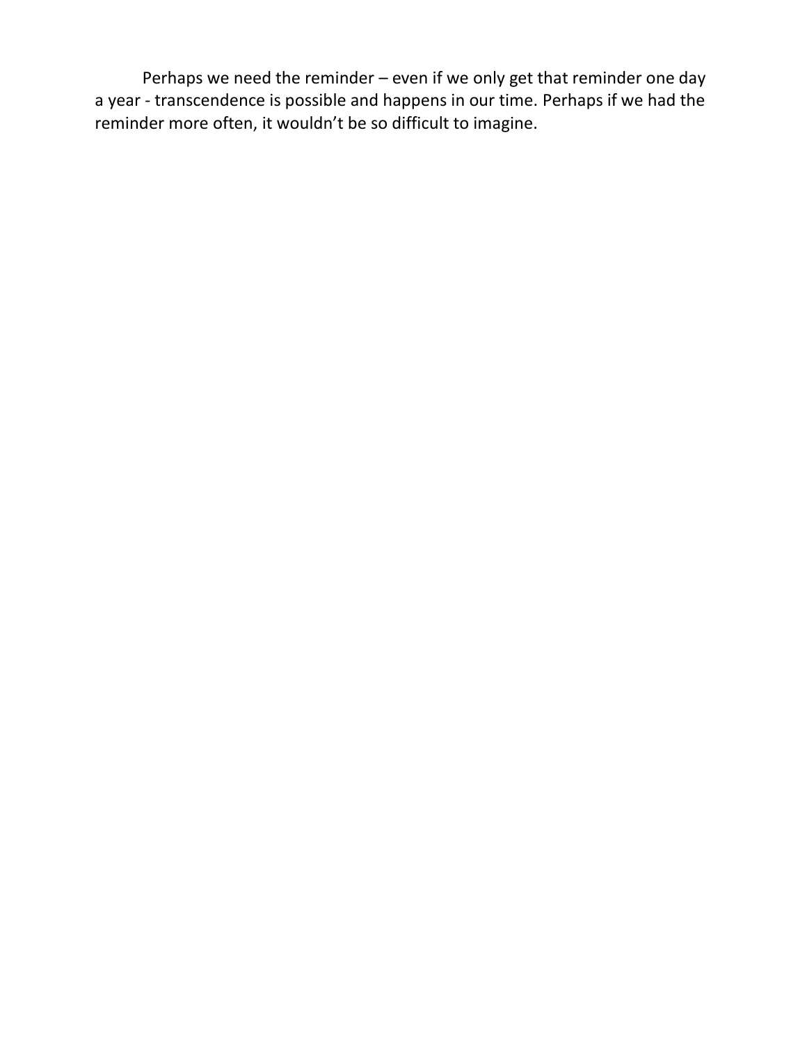Perhaps we need the reminder – even if we only get that reminder one day a year - transcendence is possible and happens in our time. Perhaps if we had the reminder more often, it wouldn't be so difficult to imagine.